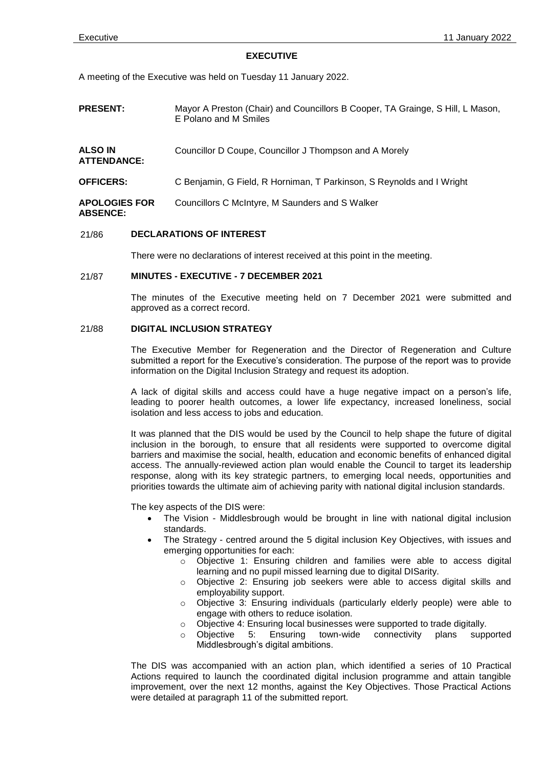# EXECUTIVE

A meeting of the Executive was held on Tuesday 11 January 2022.

**PRESENT:** Mayor A Preston (Chair) and Councillors B Cooper, TA Grainge, S Hill, L Mason, E Polano and M Smiles

**ALSO IN ATTENDANCE:** Councillor D Coupe, Councillor J Thompson and A Morely

**OFFICERS:** C Benjamin, G Field, R Horniman, T Parkinson, S Reynolds and I Wright

**APOLOGIES FOR ABSENCE:** Councillors C McIntyre, M Saunders and S Walker

## 21/86 DECLARATIONS OF INTEREST

There were no declarations of interest received at this point in the meeting.

## 21/87 MINUTES - EXECUTIVE - 7 DECEMBER 2021

The minutes of the Executive meeting held on 7 December 2021 were submitted and approved as a correct record.

## 21/88 DIGITAL INCLUSION STRATEGY

The Executive Member for Regeneration and the Director of Regeneration and Culture submitted a report for the Executive's consideration. The purpose of the report was to provide information on the Digital Inclusion Strategy and request its adoption.

A lack of digital skills and access could have a huge negative impact on a person's life, leading to poorer health outcomes, a lower life expectancy, increased loneliness, social isolation and less access to jobs and education.

It was planned that the DIS would be used by the Council to help shape the future of digital inclusion in the borough, to ensure that all residents were supported to overcome digital barriers and maximise the social, health, education and economic benefits of enhanced digital access. The annually-reviewed action plan would enable the Council to target its leadership response, along with its key strategic partners, to emerging local needs, opportunities and priorities towards the ultimate aim of achieving parity with national digital inclusion standards.

The key aspects of the DIS were:

- The Vision - Middlesbrough would be brought in line with national digital inclusion standards.
- The Strategy - centred around the 5 digital inclusion Key Objectives, with issues and emerging opportunities for each:
  - Objective 1: Ensuring children and families were able to access digital learning and no pupil missed learning due to digital DISarity.
  - Objective 2: Ensuring job seekers were able to access digital skills and employability support.
  - Objective 3: Ensuring individuals (particularly elderly people) were able to engage with others to reduce isolation.
  - Objective 4: Ensuring local businesses were supported to trade digitally.
  - Objective 5: Ensuring town-wide connectivity plans supported Middlesbrough's digital ambitions.

The DIS was accompanied with an action plan, which identified a series of 10 Practical Actions required to launch the coordinated digital inclusion programme and attain tangible improvement, over the next 12 months, against the Key Objectives. Those Practical Actions were detailed at paragraph 11 of the submitted report.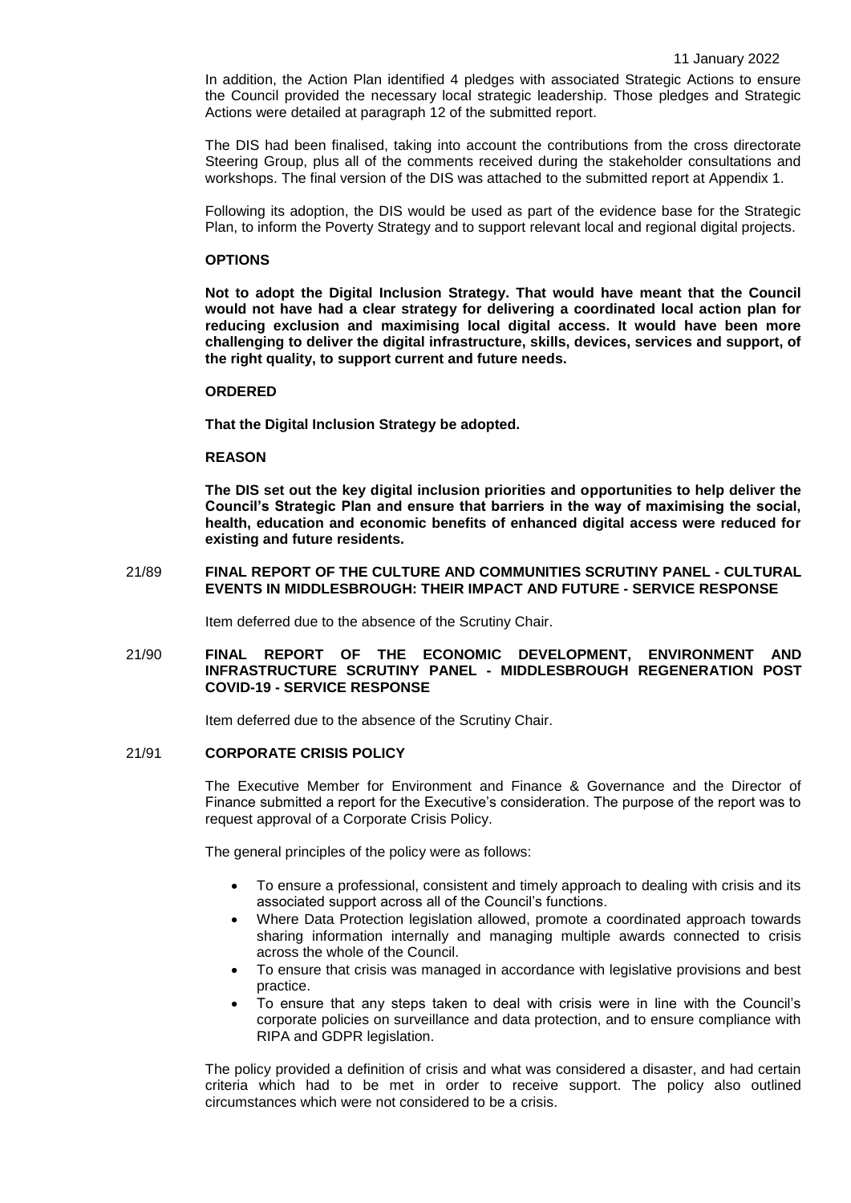In addition, the Action Plan identified 4 pledges with associated Strategic Actions to ensure the Council provided the necessary local strategic leadership. Those pledges and Strategic Actions were detailed at paragraph 12 of the submitted report.

The DIS had been finalised, taking into account the contributions from the cross directorate Steering Group, plus all of the comments received during the stakeholder consultations and workshops. The final version of the DIS was attached to the submitted report at Appendix 1.

Following its adoption, the DIS would be used as part of the evidence base for the Strategic Plan, to inform the Poverty Strategy and to support relevant local and regional digital projects.

**OPTIONS**

**Not to adopt the Digital Inclusion Strategy. That would have meant that the Council would not have had a clear strategy for delivering a coordinated local action plan for reducing exclusion and maximising local digital access. It would have been more challenging to deliver the digital infrastructure, skills, devices, services and support, of the right quality, to support current and future needs.**

**ORDERED**

**That the Digital Inclusion Strategy be adopted.**

**REASON**

**The DIS set out the key digital inclusion priorities and opportunities to help deliver the Council's Strategic Plan and ensure that barriers in the way of maximising the social, health, education and economic benefits of enhanced digital access were reduced for existing and future residents.**

## 21/89 FINAL REPORT OF THE CULTURE AND COMMUNITIES SCRUTINY PANEL - CULTURAL EVENTS IN MIDDLESBROUGH: THEIR IMPACT AND FUTURE - SERVICE RESPONSE

Item deferred due to the absence of the Scrutiny Chair.

## 21/90 FINAL REPORT OF THE ECONOMIC DEVELOPMENT, ENVIRONMENT AND INFRASTRUCTURE SCRUTINY PANEL - MIDDLESBROUGH REGENERATION POST COVID-19 - SERVICE RESPONSE

Item deferred due to the absence of the Scrutiny Chair.

## 21/91 CORPORATE CRISIS POLICY

The Executive Member for Environment and Finance & Governance and the Director of Finance submitted a report for the Executive's consideration. The purpose of the report was to request approval of a Corporate Crisis Policy.

The general principles of the policy were as follows:

- To ensure a professional, consistent and timely approach to dealing with crisis and its associated support across all of the Council's functions.
- Where Data Protection legislation allowed, promote a coordinated approach towards sharing information internally and managing multiple awards connected to crisis across the whole of the Council.
- To ensure that crisis was managed in accordance with legislative provisions and best practice.
- To ensure that any steps taken to deal with crisis were in line with the Council's corporate policies on surveillance and data protection, and to ensure compliance with RIPA and GDPR legislation.

The policy provided a definition of crisis and what was considered a disaster, and had certain criteria which had to be met in order to receive support. The policy also outlined circumstances which were not considered to be a crisis.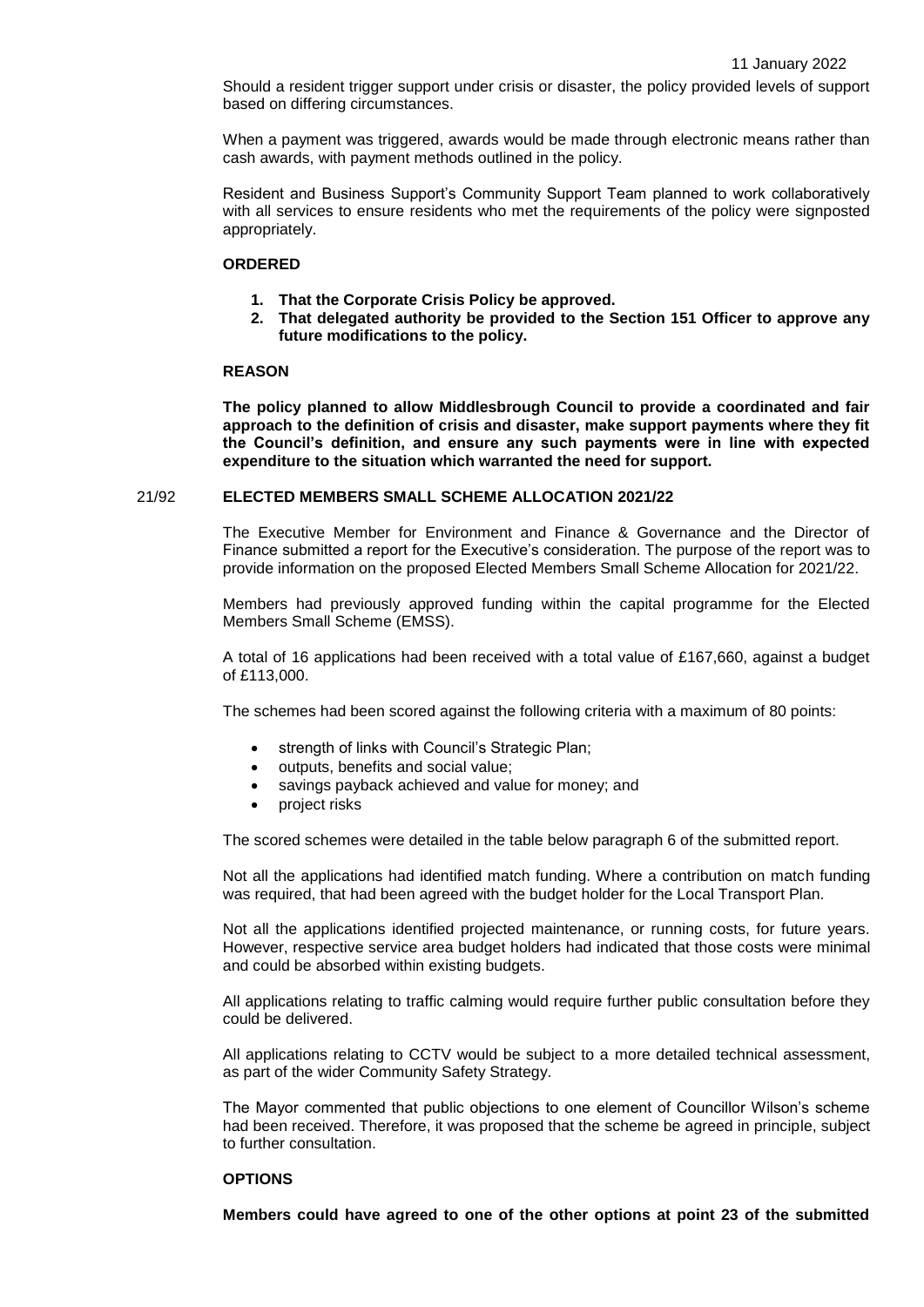Should a resident trigger support under crisis or disaster, the policy provided levels of support based on differing circumstances.

When a payment was triggered, awards would be made through electronic means rather than cash awards, with payment methods outlined in the policy.

Resident and Business Support's Community Support Team planned to work collaboratively with all services to ensure residents who met the requirements of the policy were signposted appropriately.

**ORDERED**

1. **That the Corporate Crisis Policy be approved.**
2. **That delegated authority be provided to the Section 151 Officer to approve any future modifications to the policy.**

**REASON**

**The policy planned to allow Middlesbrough Council to provide a coordinated and fair approach to the definition of crisis and disaster, make support payments where they fit the Council's definition, and ensure any such payments were in line with expected expenditure to the situation which warranted the need for support.**

21/92 **ELECTED MEMBERS SMALL SCHEME ALLOCATION 2021/22**

The Executive Member for Environment and Finance & Governance and the Director of Finance submitted a report for the Executive's consideration. The purpose of the report was to provide information on the proposed Elected Members Small Scheme Allocation for 2021/22.

Members had previously approved funding within the capital programme for the Elected Members Small Scheme (EMSS).

A total of 16 applications had been received with a total value of £167,660, against a budget of £113,000.

The schemes had been scored against the following criteria with a maximum of 80 points:

- strength of links with Council's Strategic Plan;
- outputs, benefits and social value;
- savings payback achieved and value for money; and
- project risks

The scored schemes were detailed in the table below paragraph 6 of the submitted report.

Not all the applications had identified match funding. Where a contribution on match funding was required, that had been agreed with the budget holder for the Local Transport Plan.

Not all the applications identified projected maintenance, or running costs, for future years. However, respective service area budget holders had indicated that those costs were minimal and could be absorbed within existing budgets.

All applications relating to traffic calming would require further public consultation before they could be delivered.

All applications relating to CCTV would be subject to a more detailed technical assessment, as part of the wider Community Safety Strategy.

The Mayor commented that public objections to one element of Councillor Wilson's scheme had been received. Therefore, it was proposed that the scheme be agreed in principle, subject to further consultation.

**OPTIONS**

**Members could have agreed to one of the other options at point 23 of the submitted**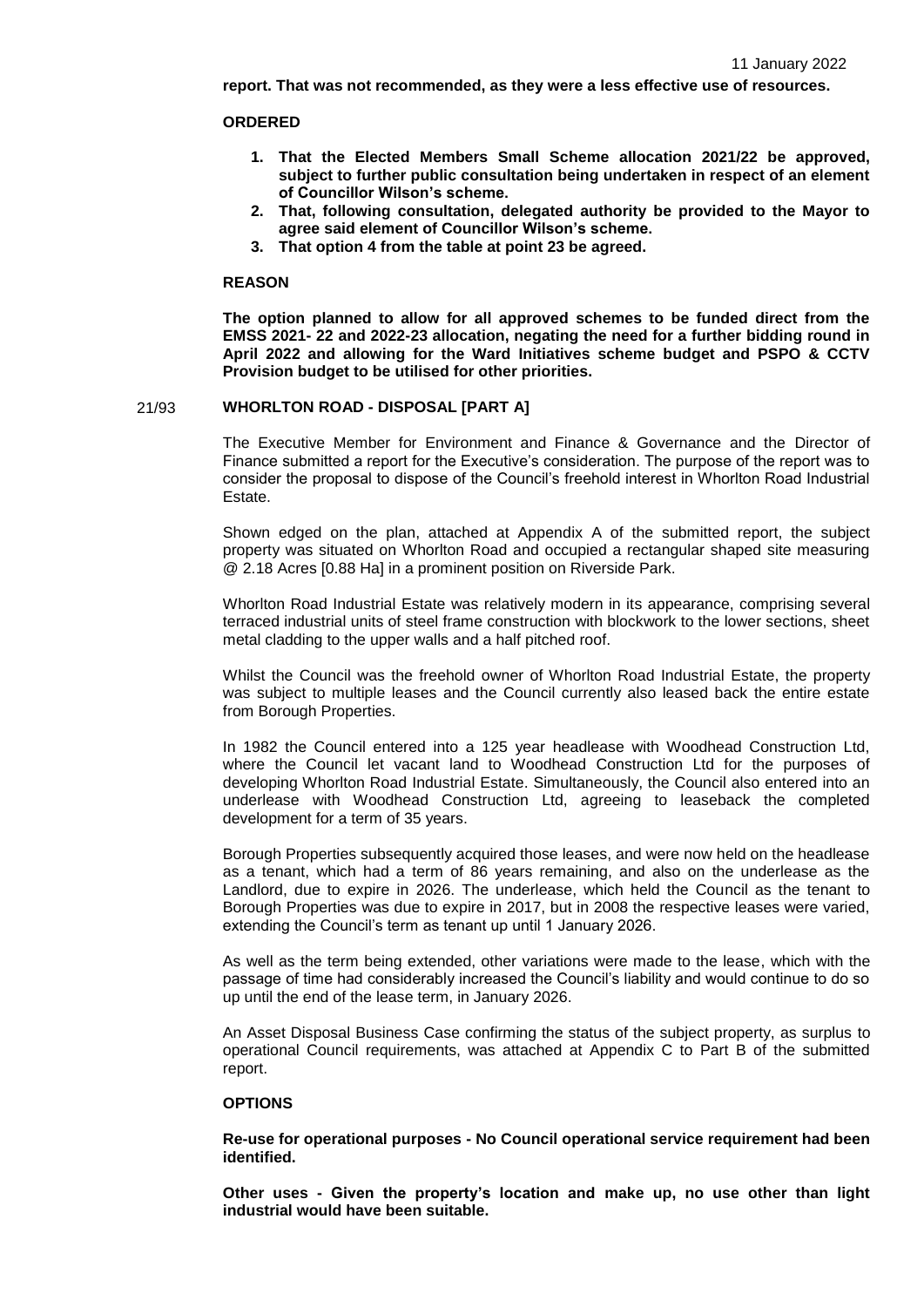**report. That was not recommended, as they were a less effective use of resources.**

**ORDERED**

1. **That the Elected Members Small Scheme allocation 2021/22 be approved, subject to further public consultation being undertaken in respect of an element of Councillor Wilson's scheme.**
2. **That, following consultation, delegated authority be provided to the Mayor to agree said element of Councillor Wilson's scheme.**
3. **That option 4 from the table at point 23 be agreed.**

**REASON**

**The option planned to allow for all approved schemes to be funded direct from the EMSS 2021- 22 and 2022-23 allocation, negating the need for a further bidding round in April 2022 and allowing for the Ward Initiatives scheme budget and PSPO & CCTV Provision budget to be utilised for other priorities.**

21/93 **WHORLTON ROAD - DISPOSAL [PART A]**

The Executive Member for Environment and Finance & Governance and the Director of Finance submitted a report for the Executive's consideration. The purpose of the report was to consider the proposal to dispose of the Council's freehold interest in Whorlton Road Industrial Estate.

Shown edged on the plan, attached at Appendix A of the submitted report, the subject property was situated on Whorlton Road and occupied a rectangular shaped site measuring @ 2.18 Acres [0.88 Ha] in a prominent position on Riverside Park.

Whorlton Road Industrial Estate was relatively modern in its appearance, comprising several terraced industrial units of steel frame construction with blockwork to the lower sections, sheet metal cladding to the upper walls and a half pitched roof.

Whilst the Council was the freehold owner of Whorlton Road Industrial Estate, the property was subject to multiple leases and the Council currently also leased back the entire estate from Borough Properties.

In 1982 the Council entered into a 125 year headlease with Woodhead Construction Ltd, where the Council let vacant land to Woodhead Construction Ltd for the purposes of developing Whorlton Road Industrial Estate. Simultaneously, the Council also entered into an underlease with Woodhead Construction Ltd, agreeing to leaseback the completed development for a term of 35 years.

Borough Properties subsequently acquired those leases, and were now held on the headlease as a tenant, which had a term of 86 years remaining, and also on the underlease as the Landlord, due to expire in 2026. The underlease, which held the Council as the tenant to Borough Properties was due to expire in 2017, but in 2008 the respective leases were varied, extending the Council's term as tenant up until 1 January 2026.

As well as the term being extended, other variations were made to the lease, which with the passage of time had considerably increased the Council's liability and would continue to do so up until the end of the lease term, in January 2026.

An Asset Disposal Business Case confirming the status of the subject property, as surplus to operational Council requirements, was attached at Appendix C to Part B of the submitted report.

**OPTIONS**

**Re-use for operational purposes - No Council operational service requirement had been identified.**

**Other uses - Given the property's location and make up, no use other than light industrial would have been suitable.**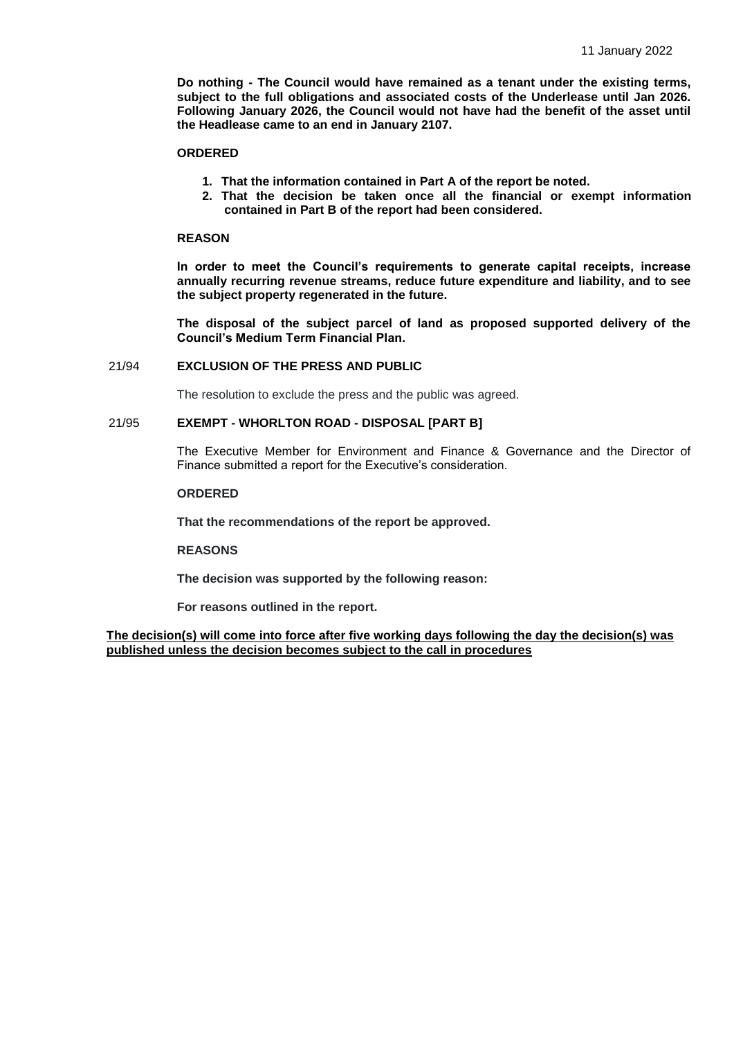**Do nothing - The Council would have remained as a tenant under the existing terms, subject to the full obligations and associated costs of the Underlease until Jan 2026. Following January 2026, the Council would not have had the benefit of the asset until the Headlease came to an end in January 2107.**

**ORDERED**

1. **That the information contained in Part A of the report be noted.**
2. **That the decision be taken once all the financial or exempt information contained in Part B of the report had been considered.**

**REASON**

**In order to meet the Council's requirements to generate capital receipts, increase annually recurring revenue streams, reduce future expenditure and liability, and to see the subject property regenerated in the future.**

**The disposal of the subject parcel of land as proposed supported delivery of the Council's Medium Term Financial Plan.**

21/94 **EXCLUSION OF THE PRESS AND PUBLIC**

The resolution to exclude the press and the public was agreed.

21/95 **EXEMPT - WHORLTON ROAD - DISPOSAL [PART B]**

The Executive Member for Environment and Finance & Governance and the Director of Finance submitted a report for the Executive's consideration.

**ORDERED**

**That the recommendations of the report be approved.**

**REASONS**

**The decision was supported by the following reason:**

**For reasons outlined in the report.**

**The decision(s) will come into force after five working days following the day the decision(s) was published unless the decision becomes subject to the call in procedures**